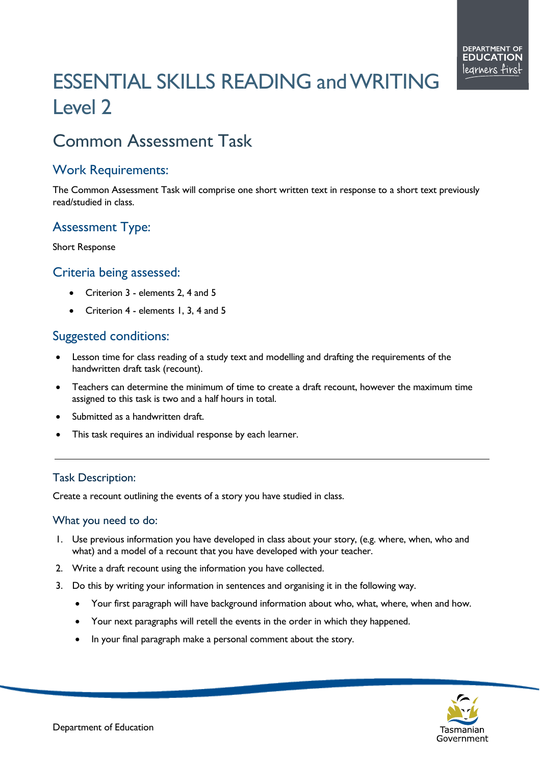# ESSENTIAL SKILLS READING and WRITING Level 2

## Common Assessment Task

### Work Requirements:

The Common Assessment Task will comprise one short written text in response to a short text previously read/studied in class.

### Assessment Type:

Short Response

### Criteria being assessed:

- Criterion 3 - elements 2, 4 and 5
- Criterion 4 - elements 1, 3, 4 and 5

### Suggested conditions:

- Lesson time for class reading of a study text and modelling and drafting the requirements of the handwritten draft task (recount).
- Teachers can determine the minimum of time to create a draft recount, however the maximum time assigned to this task is two and a half hours in total.
- Submitted as a handwritten draft.
- This task requires an individual response by each learner.

---

### Task Description:

Create a recount outlining the events of a story you have studied in class.

### What you need to do:

1. Use previous information you have developed in class about your story, (e.g. where, when, who and what) and a model of a recount that you have developed with your teacher.
2. Write a draft recount using the information you have collected.
3. Do this by writing your information in sentences and organising it in the following way.
   - Your first paragraph will have background information about who, what, where, when and how.
   - Your next paragraphs will retell the events in the order in which they happened.
   - In your final paragraph make a personal comment about the story.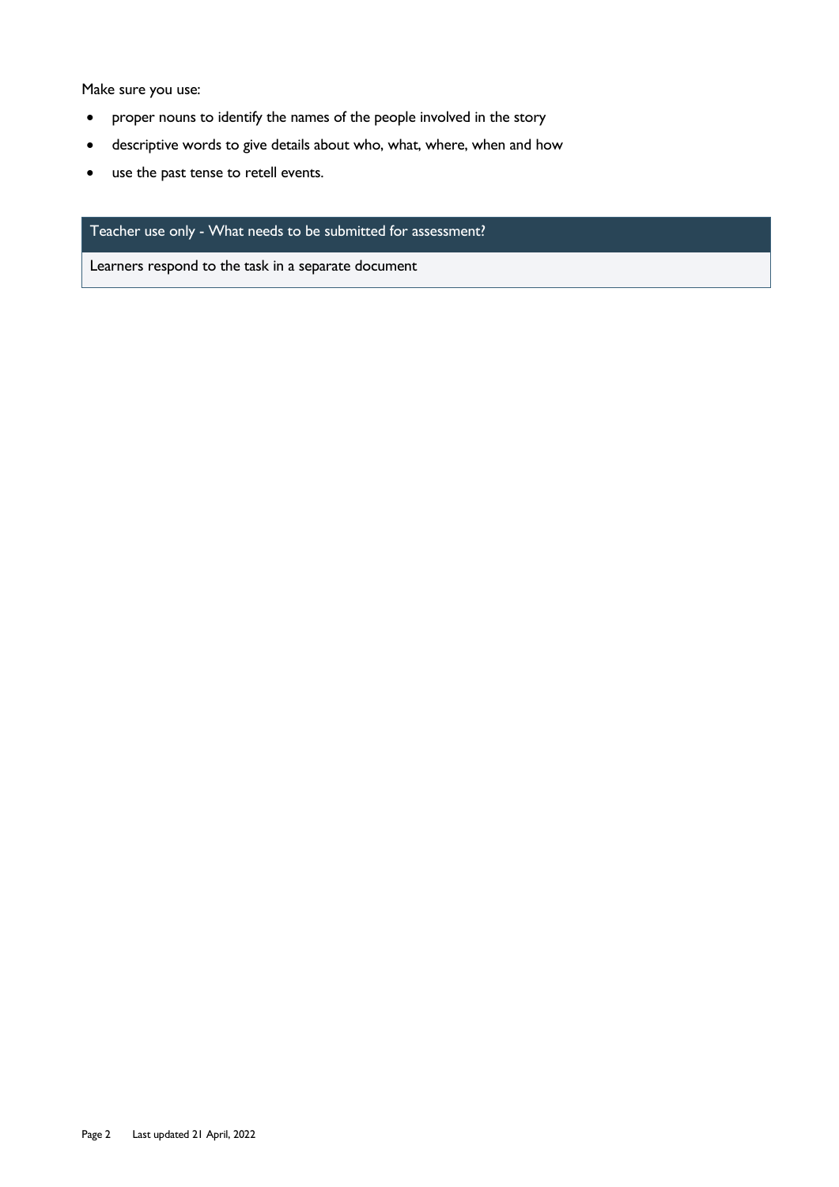Make sure you use:

- proper nouns to identify the names of the people involved in the story
- descriptive words to give details about who, what, where, when and how
- use the past tense to retell events.

| Teacher use only - What needs to be submitted for assessment? |
| --- |
| Learners respond to the task in a separate document |